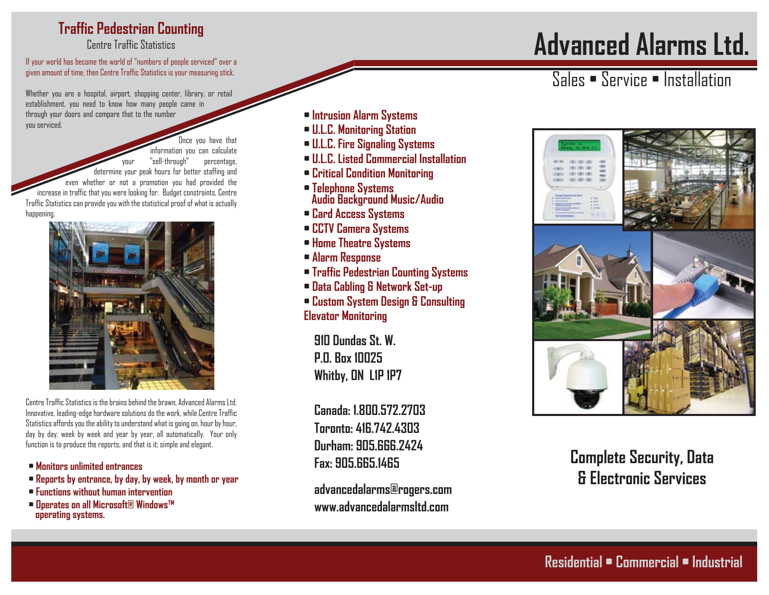## Traffic Pedestrian Counting

Centre Traffic Statistics

If your world has become the world of "numbers of people serviced" over a given amount of time, then Centre Traffic Statistics is your measuring stick.

Whether you are a hospital, airport, shopping center, library, or retail establishment, you need to know how many people came in through your doors and compare that to the number you serviced.

Once you have that information you can calculate your "sell-through" percentage, determine your peak hours for better staffing and even whether or not a promotion you had provided the increase in traffic that you were looking for. Budget constraints, Centre Traffic Statistics can provide you with the statistical proof of what is actually happening.

Centre Traffic Statistics is the brains behind the brawn, Advanced Alarms Ltd. Innovative, leading-edge hardware solutions do the work, while Centre Traffic Statistics affords you the ability to understand what is going on, hour by hour, day by day, week by week and year by year, all automatically. Your only function is to produce the reports, and that is it; simple and elegant.

- **Monitors unlimited entrances**
- **Reports by entrance, by day, by week, by month or year**
- **Functions without human intervention**
- **Operates on all Microsoft® Windows™ operating systems.**

- **Intrusion Alarm Systems**
- **U.L.C. Monitoring Station**
- **U.L.C. Fire Signaling Systems**
- **U.L.C. Listed Commercial Installation**
- **Critical Condition Monitoring**
- **Telephone Systems Audio Background Music/Audio**
- **Card Access Systems**
- **CCTV Camera Systems**
- **Home Theatre Systems**
- **Alarm Response**
- **Traffic Pedestrian Counting Systems**
- **Data Cabling & Network Set-up**
- **Custom System Design & Consulting**

**Elevator Monitoring**

**910 Dundas St. W.**
**P.O. Box 10025**
**Whitby, ON L1P 1P7**

**Canada: 1.800.572.2703**
**Toronto: 416.742.4303**
**Durham: 905.666.2424**
**Fax: 905.665.1465**

**advancedalarms@rogers.com**
**www.advancedalarmsltd.com**

# Advanced Alarms Ltd.

Sales • Service • Installation

## Complete Security, Data & Electronic Services

**Residential • Commercial • Industrial**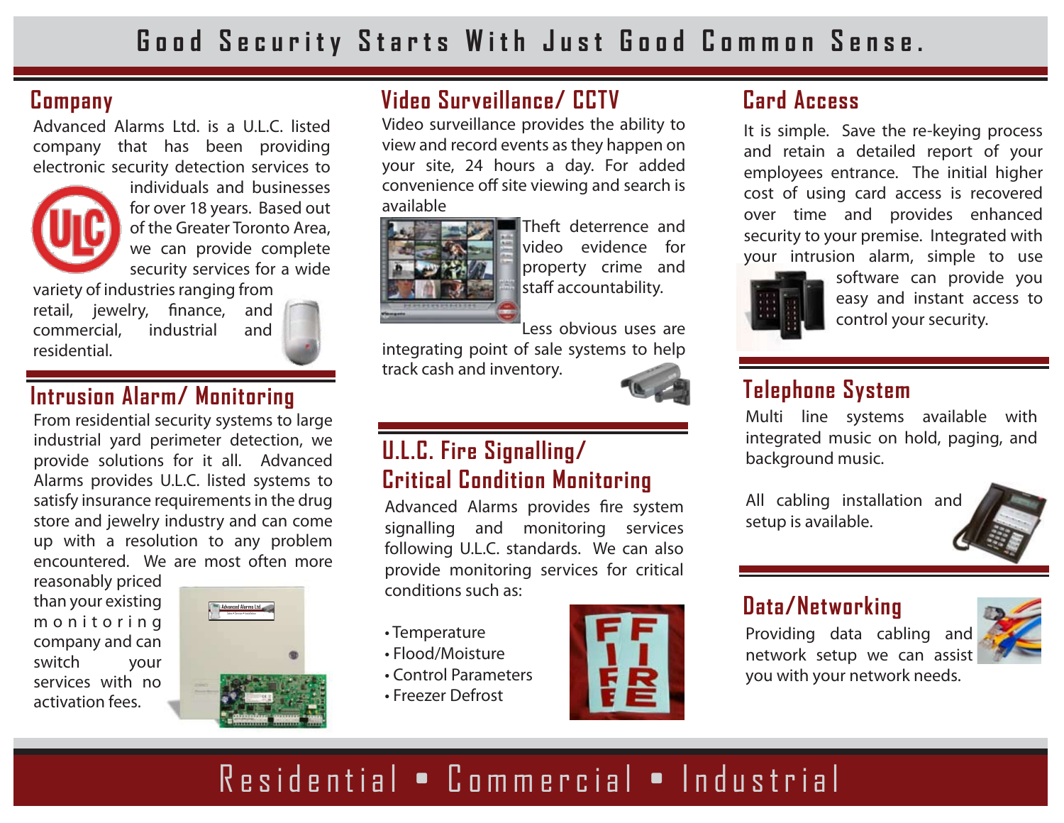# Good Security Starts With Just Good Common Sense.

## Company

Advanced Alarms Ltd. is a U.L.C. listed company that has been providing electronic security detection services to individuals and businesses for over 18 years. Based out of the Greater Toronto Area, we can provide complete security services for a wide variety of industries ranging from retail, jewelry, finance, and commercial, industrial and residential.

## Intrusion Alarm/ Monitoring

From residential security systems to large industrial yard perimeter detection, we provide solutions for it all. Advanced Alarms provides U.L.C. listed systems to satisfy insurance requirements in the drug store and jewelry industry and can come up with a resolution to any problem encountered. We are most often more reasonably priced than your existing monitoring company and can switch your services with no activation fees.

## Video Surveillance/ CCTV

Video surveillance provides the ability to view and record events as they happen on your site, 24 hours a day. For added convenience off site viewing and search is available

Theft deterrence and video evidence for property crime and staff accountability.

Less obvious uses are integrating point of sale systems to help track cash and inventory.

## U.L.C. Fire Signalling/ Critical Condition Monitoring

Advanced Alarms provides fire system signalling and monitoring services following U.L.C. standards. We can also provide monitoring services for critical conditions such as:

- Temperature
- Flood/Moisture
- Control Parameters
- Freezer Defrost

## Card Access

It is simple. Save the re-keying process and retain a detailed report of your employees entrance. The initial higher cost of using card access is recovered over time and provides enhanced security to your premise. Integrated with your intrusion alarm, simple to use software can provide you easy and instant access to control your security.

## Telephone System

Multi line systems available with integrated music on hold, paging, and background music.

All cabling installation and setup is available.

## Data/Networking

Providing data cabling and network setup we can assist you with your network needs.

Residential • Commercial • Industrial